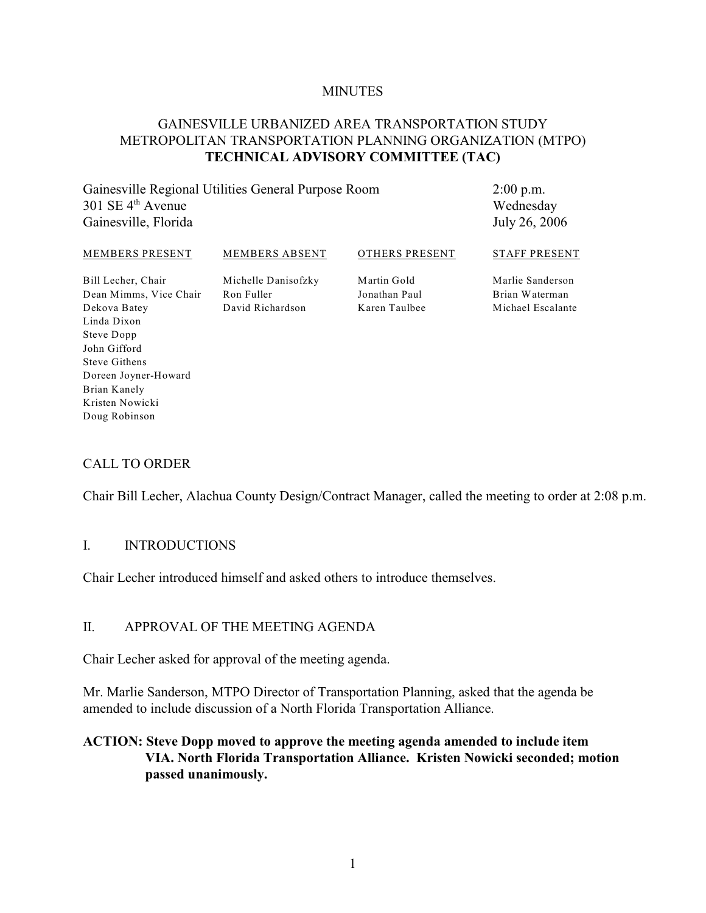MINUTES

# GAINESVILLE URBANIZED AREA TRANSPORTATION STUDY METROPOLITAN TRANSPORTATION PLANNING ORGANIZATION (MTPO) **TECHNICAL ADVISORY COMMITTEE (TAC)**

Gainesville Regional Utilities General Purpose Room
301 SE 4th Avenue
Gainesville, Florida

2:00 p.m.
Wednesday
July 26, 2006

| MEMBERS PRESENT | MEMBERS ABSENT | OTHERS PRESENT | STAFF PRESENT |
|---|---|---|---|
| Bill Lecher, Chair | Michelle Danisofzky | Martin Gold | Marlie Sanderson |
| Dean Mimms, Vice Chair | Ron Fuller | Jonathan Paul | Brian Waterman |
| Dekova Batey | David Richardson | Karen Taulbee | Michael Escalante |
| Linda Dixon | | | |
| Steve Dopp | | | |
| John Gifford | | | |
| Steve Githens | | | |
| Doreen Joyner-Howard | | | |
| Brian Kanely | | | |
| Kristen Nowicki | | | |
| Doug Robinson | | | |

## CALL TO ORDER

Chair Bill Lecher, Alachua County Design/Contract Manager, called the meeting to order at 2:08 p.m.

## I. INTRODUCTIONS

Chair Lecher introduced himself and asked others to introduce themselves.

## II. APPROVAL OF THE MEETING AGENDA

Chair Lecher asked for approval of the meeting agenda.

Mr. Marlie Sanderson, MTPO Director of Transportation Planning, asked that the agenda be amended to include discussion of a North Florida Transportation Alliance.

**ACTION: Steve Dopp moved to approve the meeting agenda amended to include item VIA. North Florida Transportation Alliance. Kristen Nowicki seconded; motion passed unanimously.**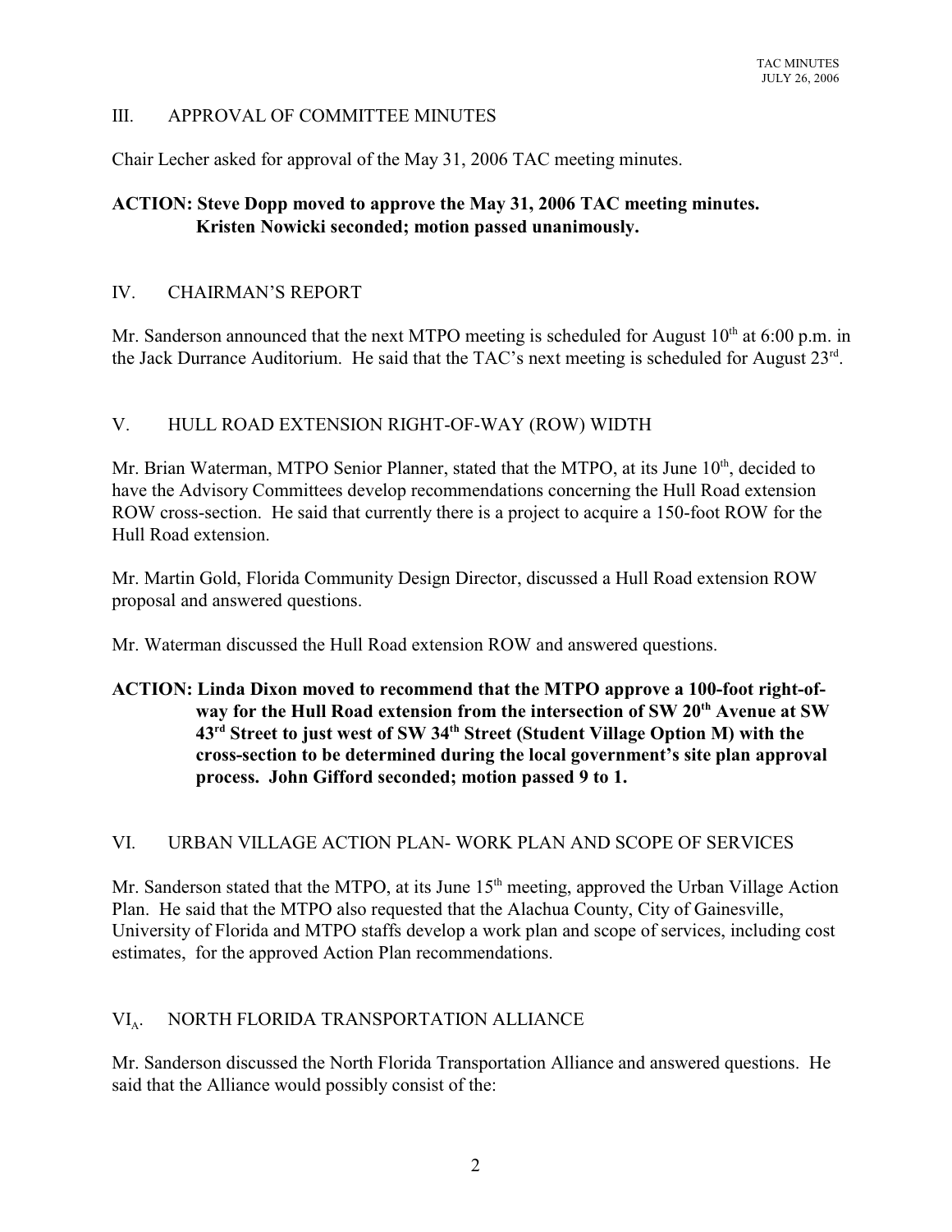## III. APPROVAL OF COMMITTEE MINUTES

Chair Lecher asked for approval of the May 31, 2006 TAC meeting minutes.

**ACTION: Steve Dopp moved to approve the May 31, 2006 TAC meeting minutes. Kristen Nowicki seconded; motion passed unanimously.**

## IV. CHAIRMAN'S REPORT

Mr. Sanderson announced that the next MTPO meeting is scheduled for August 10th at 6:00 p.m. in the Jack Durrance Auditorium. He said that the TAC's next meeting is scheduled for August 23rd.

## V. HULL ROAD EXTENSION RIGHT-OF-WAY (ROW) WIDTH

Mr. Brian Waterman, MTPO Senior Planner, stated that the MTPO, at its June 10th, decided to have the Advisory Committees develop recommendations concerning the Hull Road extension ROW cross-section. He said that currently there is a project to acquire a 150-foot ROW for the Hull Road extension.

Mr. Martin Gold, Florida Community Design Director, discussed a Hull Road extension ROW proposal and answered questions.

Mr. Waterman discussed the Hull Road extension ROW and answered questions.

**ACTION: Linda Dixon moved to recommend that the MTPO approve a 100-foot right-of-way for the Hull Road extension from the intersection of SW 20th Avenue at SW 43rd Street to just west of SW 34th Street (Student Village Option M) with the cross-section to be determined during the local government's site plan approval process. John Gifford seconded; motion passed 9 to 1.**

## VI. URBAN VILLAGE ACTION PLAN- WORK PLAN AND SCOPE OF SERVICES

Mr. Sanderson stated that the MTPO, at its June 15th meeting, approved the Urban Village Action Plan. He said that the MTPO also requested that the Alachua County, City of Gainesville, University of Florida and MTPO staffs develop a work plan and scope of services, including cost estimates, for the approved Action Plan recommendations.

## $VI_A$. NORTH FLORIDA TRANSPORTATION ALLIANCE

Mr. Sanderson discussed the North Florida Transportation Alliance and answered questions. He said that the Alliance would possibly consist of the: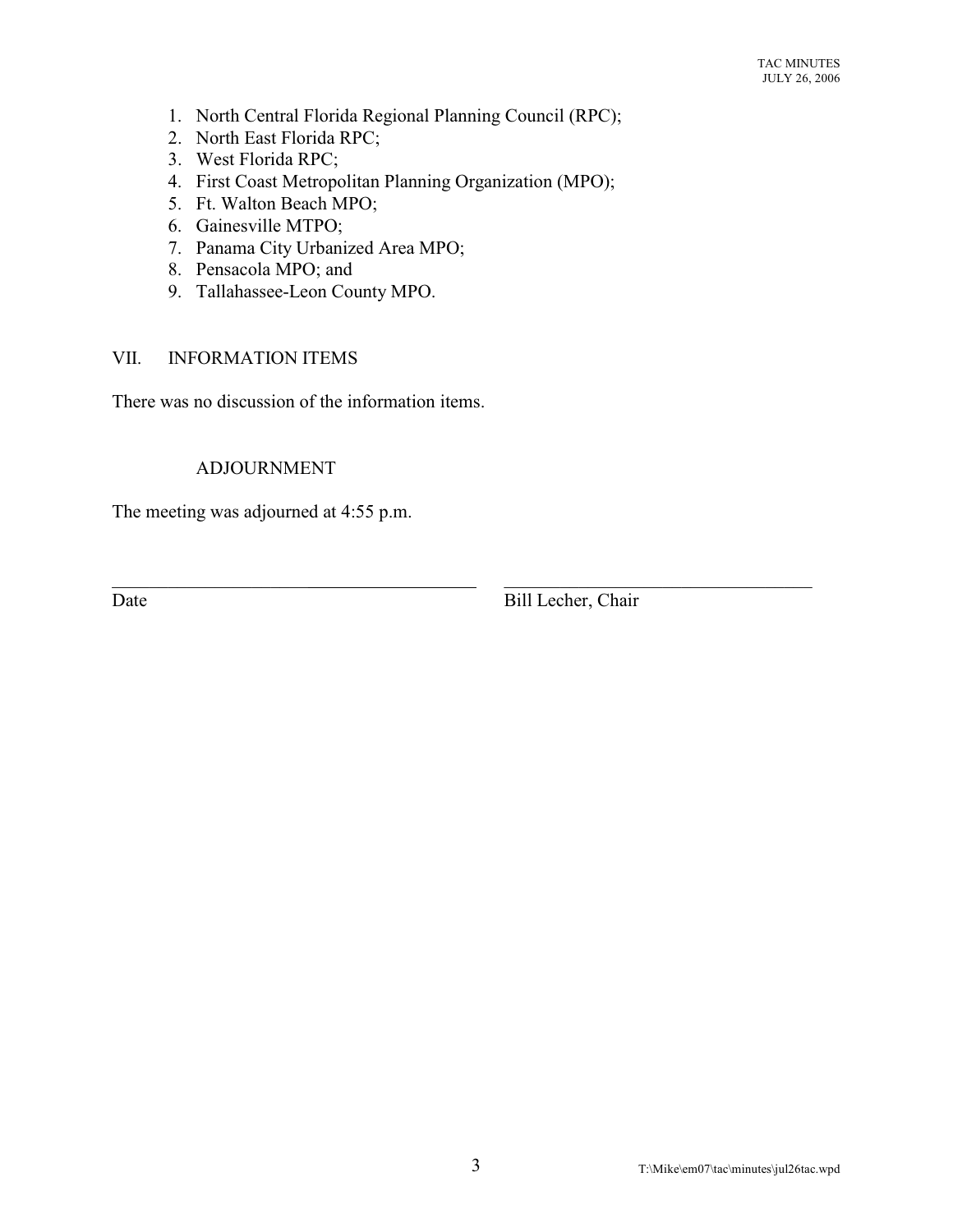1. North Central Florida Regional Planning Council (RPC);
2. North East Florida RPC;
3. West Florida RPC;
4. First Coast Metropolitan Planning Organization (MPO);
5. Ft. Walton Beach MPO;
6. Gainesville MTPO;
7. Panama City Urbanized Area MPO;
8. Pensacola MPO; and
9. Tallahassee-Leon County MPO.

## VII. INFORMATION ITEMS

There was no discussion of the information items.

## ADJOURNMENT

The meeting was adjourned at 4:55 p.m.

\_\_\_\_\_\_\_\_\_\_\_\_\_\_\_\_\_\_\_\_\_\_\_\_\_\_\_\_\_\_\_\_\_\_\_\_\_\_\_\_ \_\_\_\_\_\_\_\_\_\_\_\_\_\_\_\_\_\_\_\_\_\_\_\_\_\_\_\_\_\_\_\_\_\_\_\_\_\_\_\_

Date Bill Lecher, Chair

T:\Mike\em07\tac\minutes\jul26tac.wpd